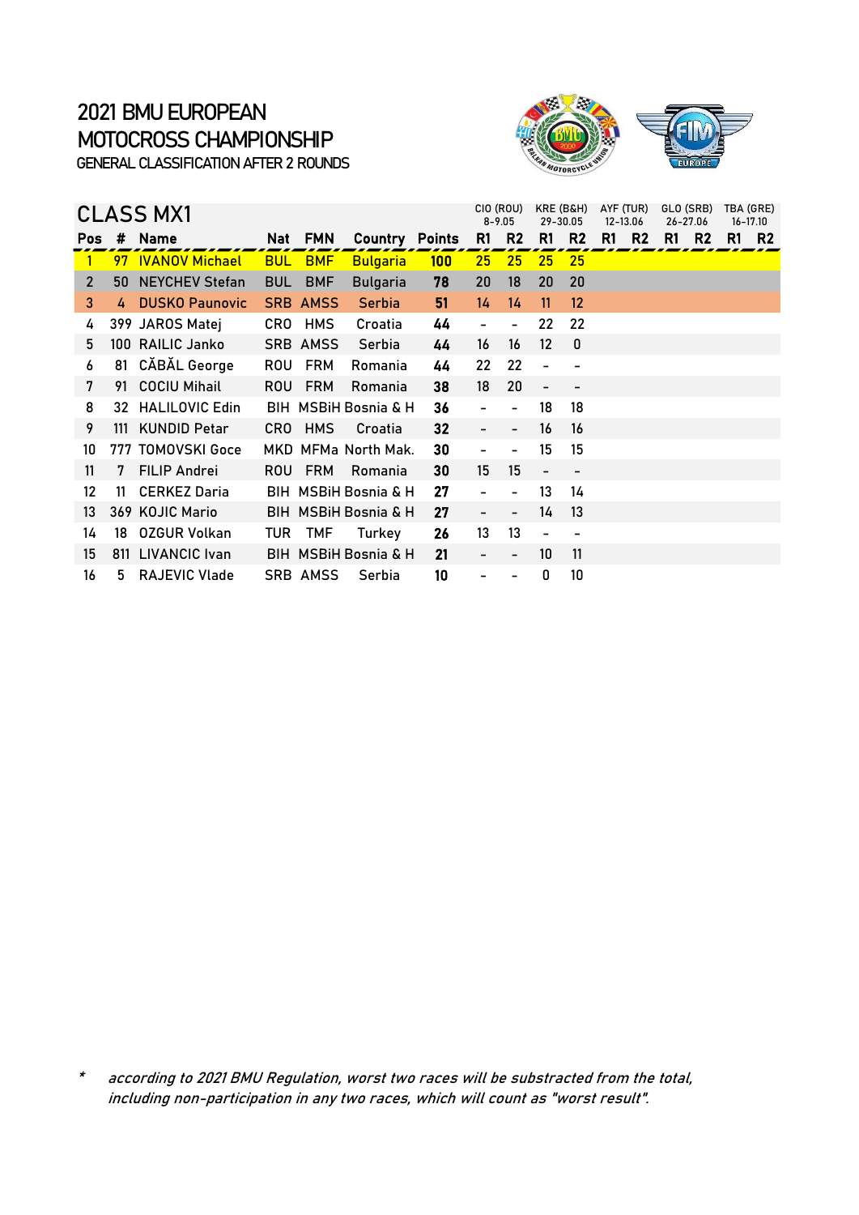# 2021 BMU EUROPEAN MOTOCROSS CHAMPIONSHIP

## GENERAL CLASSIFICATION AFTER 2 ROUNDS

### CLASS MX1

| Pos | # | Name | Nat | FMN | Country | Points | CIO (ROU) 8-9.05 | | KRE (B&H) 29-30.05 | | AYF (TUR) 12-13.06 | | GLO (SRB) 26-27.06 | | TBA (GRE) 16-17.10 | |
|---|---|---|---|---|---|---|---|---|---|---|---|---|---|---|---|---|
| | | | | | | | R1 | R2 | R1 | R2 | R1 | R2 | R1 | R2 | R1 | R2 |
| 1 | 97 | IVANOV Michael | BUL | BMF | Bulgaria | 100 | 25 | 25 | 25 | 25 | | | | | | |
| 2 | 50 | NEYCHEV Stefan | BUL | BMF | Bulgaria | 78 | 20 | 18 | 20 | 20 | | | | | | |
| 3 | 4 | DUSKO Paunovic | SRB | AMSS | Serbia | 51 | 14 | 14 | 11 | 12 | | | | | | |
| 4 | 399 | JAROS Matej | CRO | HMS | Croatia | 44 | - | - | 22 | 22 | | | | | | |
| 5 | 100 | RAILIC Janko | SRB | AMSS | Serbia | 44 | 16 | 16 | 12 | 0 | | | | | | |
| 6 | 81 | CĂBĂL George | ROU | FRM | Romania | 44 | 22 | 22 | - | - | | | | | | |
| 7 | 91 | COCIU Mihail | ROU | FRM | Romania | 38 | 18 | 20 | - | - | | | | | | |
| 8 | 32 | HALILOVIC Edin | BIH | MSBiH | Bosnia & H | 36 | - | - | 18 | 18 | | | | | | |
| 9 | 111 | KUNDID Petar | CRO | HMS | Croatia | 32 | - | - | 16 | 16 | | | | | | |
| 10 | 777 | TOMOVSKI Goce | MKD | MFMa | North Mak. | 30 | - | - | 15 | 15 | | | | | | |
| 11 | 7 | FILIP Andrei | ROU | FRM | Romania | 30 | 15 | 15 | - | - | | | | | | |
| 12 | 11 | CERKEZ Daria | BIH | MSBiH | Bosnia & H | 27 | - | - | 13 | 14 | | | | | | |
| 13 | 369 | KOJIC Mario | BIH | MSBiH | Bosnia & H | 27 | - | - | 14 | 13 | | | | | | |
| 14 | 18 | OZGUR Volkan | TUR | TMF | Turkey | 26 | 13 | 13 | - | - | | | | | | |
| 15 | 811 | LIVANCIC Ivan | BIH | MSBiH | Bosnia & H | 21 | - | - | 10 | 11 | | | | | | |
| 16 | 5 | RAJEVIC Vlade | SRB | AMSS | Serbia | 10 | - | - | 0 | 10 | | | | | | |

\* *according to 2021 BMU Regulation, worst two races will be substracted from the total, including non-participation in any two races, which will count as "worst result".*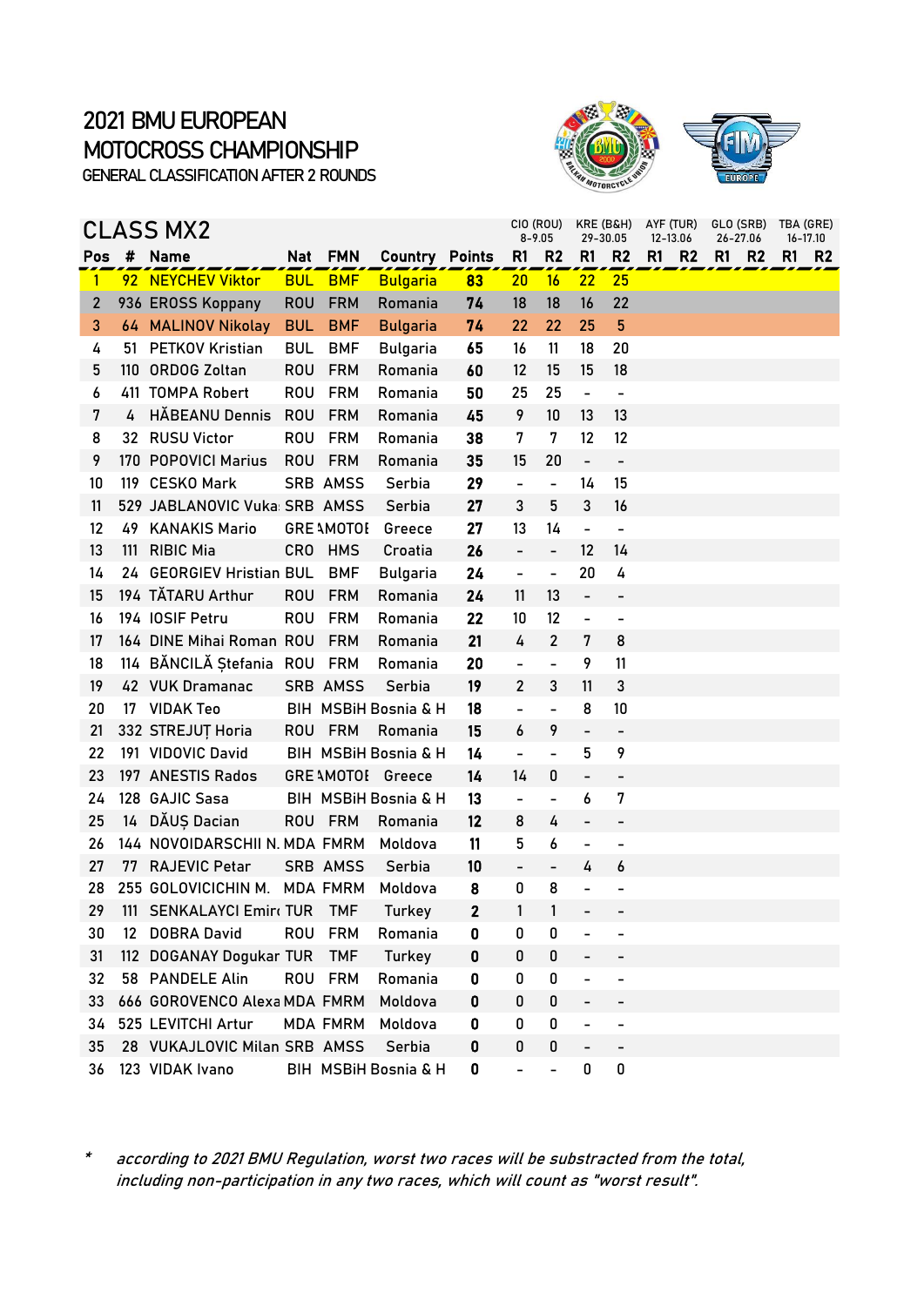# 2021 BMU EUROPEAN MOTOCROSS CHAMPIONSHIP

GENERAL CLASSIFICATION AFTER 2 ROUNDS

## CLASS MX2

| | | | | | | | CIO (ROU) 8-9.05 | | KRE (B&H) 29-30.05 | | AYF (TUR) 12-13.06 | | GLO (SRB) 26-27.06 | | TBA (GRE) 16-17.10 | |
|---|---|---|---|---|---|---|---|---|---|---|---|---|---|---|---|---|
| Pos | # | Name | Nat | FMN | Country | Points | R1 | R2 | R1 | R2 | R1 | R2 | R1 | R2 | R1 | R2 |
| 1 | 92 | NEYCHEV Viktor | BUL | BMF | Bulgaria | 83 | 20 | 16 | 22 | 25 | | | | | | |
| 2 | 936 | EROSS Koppany | ROU | FRM | Romania | 74 | 18 | 18 | 16 | 22 | | | | | | |
| 3 | 64 | MALINOV Nikolay | BUL | BMF | Bulgaria | 74 | 22 | 22 | 25 | 5 | | | | | | |
| 4 | 51 | PETKOV Kristian | BUL | BMF | Bulgaria | 65 | 16 | 11 | 18 | 20 | | | | | | |
| 5 | 110 | ORDOG Zoltan | ROU | FRM | Romania | 60 | 12 | 15 | 15 | 18 | | | | | | |
| 6 | 411 | TOMPA Robert | ROU | FRM | Romania | 50 | 25 | 25 | - | - | | | | | | |
| 7 | 4 | HĂBEANU Dennis | ROU | FRM | Romania | 45 | 9 | 10 | 13 | 13 | | | | | | |
| 8 | 32 | RUSU Victor | ROU | FRM | Romania | 38 | 7 | 7 | 12 | 12 | | | | | | |
| 9 | 170 | POPOVICI Marius | ROU | FRM | Romania | 35 | 15 | 20 | - | - | | | | | | |
| 10 | 119 | CESKO Mark | SRB | AMSS | Serbia | 29 | - | - | 14 | 15 | | | | | | |
| 11 | 529 | JABLANOVIC Vuka | SRB | AMSS | Serbia | 27 | 3 | 5 | 3 | 16 | | | | | | |
| 12 | 49 | KANAKIS Mario | GRE | AMOTOE | Greece | 27 | 13 | 14 | - | - | | | | | | |
| 13 | 111 | RIBIC Mia | CRO | HMS | Croatia | 26 | - | - | 12 | 14 | | | | | | |
| 14 | 24 | GEORGIEV Hristian | BUL | BMF | Bulgaria | 24 | - | - | 20 | 4 | | | | | | |
| 15 | 194 | TĂTARU Arthur | ROU | FRM | Romania | 24 | 11 | 13 | - | - | | | | | | |
| 16 | 194 | IOSIF Petru | ROU | FRM | Romania | 22 | 10 | 12 | - | - | | | | | | |
| 17 | 164 | DINE Mihai Roman | ROU | FRM | Romania | 21 | 4 | 2 | 7 | 8 | | | | | | |
| 18 | 114 | BĂNCILĂ Ștefania | ROU | FRM | Romania | 20 | - | - | 9 | 11 | | | | | | |
| 19 | 42 | VUK Dramanac | SRB | AMSS | Serbia | 19 | 2 | 3 | 11 | 3 | | | | | | |
| 20 | 17 | VIDAK Teo | BIH | MSBiH | Bosnia & H | 18 | - | - | 8 | 10 | | | | | | |
| 21 | 332 | STREJUȚ Horia | ROU | FRM | Romania | 15 | 6 | 9 | - | - | | | | | | |
| 22 | 191 | VIDOVIC David | BIH | MSBiH | Bosnia & H | 14 | - | - | 5 | 9 | | | | | | |
| 23 | 197 | ANESTIS Rados | GRE | AMOTOE | Greece | 14 | 14 | 0 | - | - | | | | | | |
| 24 | 128 | GAJIC Sasa | BIH | MSBiH | Bosnia & H | 13 | - | - | 6 | 7 | | | | | | |
| 25 | 14 | DĂUȘ Dacian | ROU | FRM | Romania | 12 | 8 | 4 | - | - | | | | | | |
| 26 | 144 | NOVOIDARSCHII N. | MDA | FMRM | Moldova | 11 | 5 | 6 | - | - | | | | | | |
| 27 | 77 | RAJEVIC Petar | SRB | AMSS | Serbia | 10 | - | - | 4 | 6 | | | | | | |
| 28 | 255 | GOLOVICICHIN M. | MDA | FMRM | Moldova | 8 | 0 | 8 | - | - | | | | | | |
| 29 | 111 | SENKALAYCI Emir | TUR | TMF | Turkey | 2 | 1 | 1 | - | - | | | | | | |
| 30 | 12 | DOBRA David | ROU | FRM | Romania | 0 | 0 | 0 | - | - | | | | | | |
| 31 | 112 | DOGANAY Dogukan | TUR | TMF | Turkey | 0 | 0 | 0 | - | - | | | | | | |
| 32 | 58 | PANDELE Alin | ROU | FRM | Romania | 0 | 0 | 0 | - | - | | | | | | |
| 33 | 666 | GOROVENCO Alexa | MDA | FMRM | Moldova | 0 | 0 | 0 | - | - | | | | | | |
| 34 | 525 | LEVITCHI Artur | MDA | FMRM | Moldova | 0 | 0 | 0 | - | - | | | | | | |
| 35 | 28 | VUKAJLOVIC Milan | SRB | AMSS | Serbia | 0 | 0 | 0 | - | - | | | | | | |
| 36 | 123 | VIDAK Ivano | BIH | MSBiH | Bosnia & H | 0 | - | - | 0 | 0 | | | | | | |

\* *according to 2021 BMU Regulation, worst two races will be substracted from the total, including non-participation in any two races, which will count as "worst result".*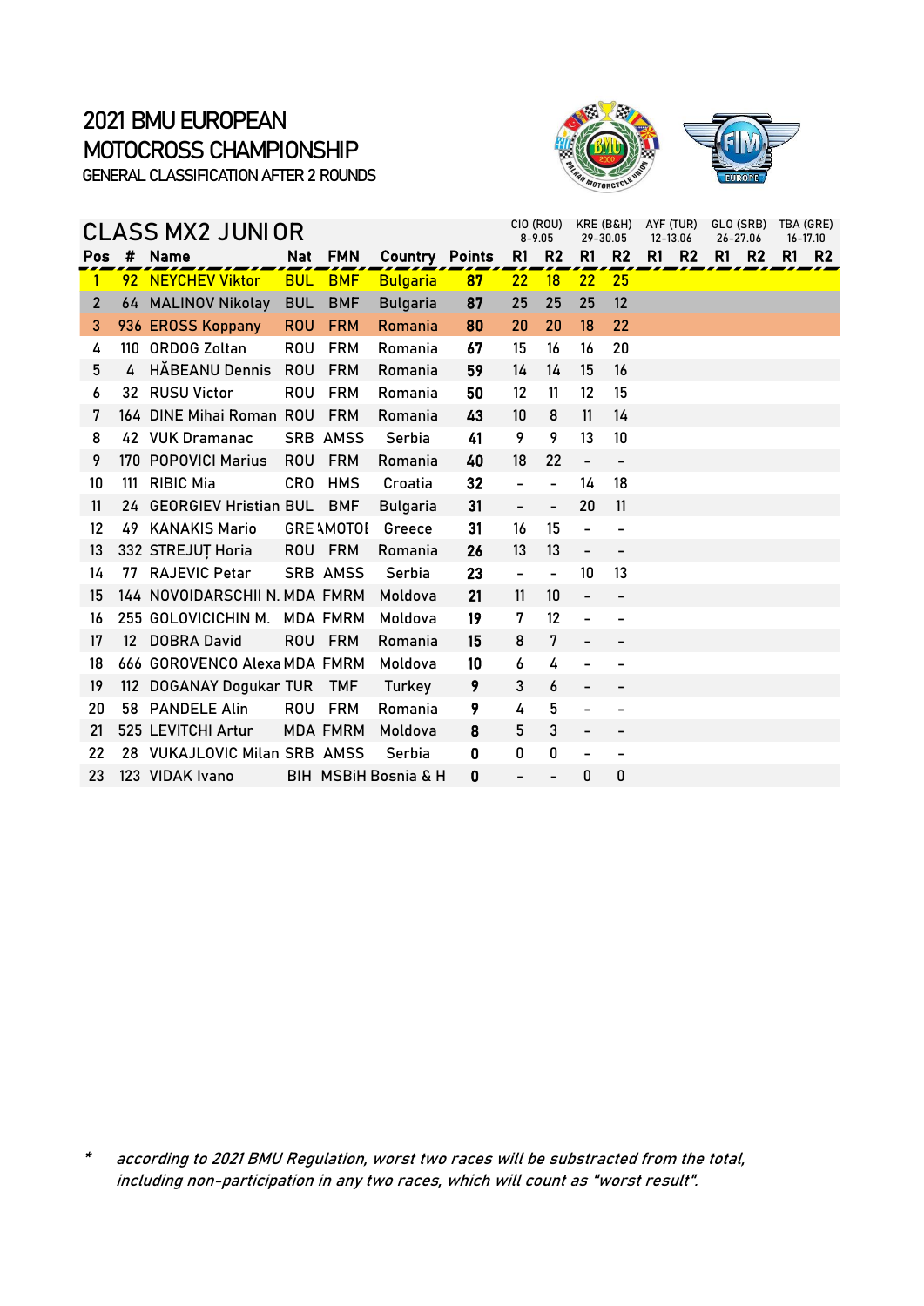# 2021 BMU EUROPEAN MOTOCROSS CHAMPIONSHIP

GENERAL CLASSIFICATION AFTER 2 ROUNDS

## CLASS MX2 JUNIOR

| | | | | | | | CIO (ROU) 8-9.05 | | KRE (B&H) 29-30.05 | | AYF (TUR) 12-13.06 | | GLO (SRB) 26-27.06 | | TBA (GRE) 16-17.10 | |
|---|---|---|---|---|---|---|---|---|---|---|---|---|---|---|---|---|
| **Pos** | **#** | **Name** | **Nat** | **FMN** | **Country** | **Points** | **R1** | **R2** | **R1** | **R2** | **R1** | **R2** | **R1** | **R2** | **R1** | **R2** |
| 1 | 92 | NEYCHEV Viktor | BUL | BMF | Bulgaria | **87** | 22 | 18 | 22 | 25 | | | | | | |
| 2 | 64 | MALINOV Nikolay | BUL | BMF | Bulgaria | **87** | 25 | 25 | 25 | 12 | | | | | | |
| 3 | 936 | EROSS Koppany | ROU | FRM | Romania | **80** | 20 | 20 | 18 | 22 | | | | | | |
| 4 | 110 | ORDOG Zoltan | ROU | FRM | Romania | **67** | 15 | 16 | 16 | 20 | | | | | | |
| 5 | 4 | HĂBEANU Dennis | ROU | FRM | Romania | **59** | 14 | 14 | 15 | 16 | | | | | | |
| 6 | 32 | RUSU Victor | ROU | FRM | Romania | **50** | 12 | 11 | 12 | 15 | | | | | | |
| 7 | 164 | DINE Mihai Roman | ROU | FRM | Romania | **43** | 10 | 8 | 11 | 14 | | | | | | |
| 8 | 42 | VUK Dramanac | SRB | AMSS | Serbia | **41** | 9 | 9 | 13 | 10 | | | | | | |
| 9 | 170 | POPOVICI Marius | ROU | FRM | Romania | **40** | 18 | 22 | - | - | | | | | | |
| 10 | 111 | RIBIC Mia | CRO | HMS | Croatia | **32** | - | - | 14 | 18 | | | | | | |
| 11 | 24 | GEORGIEV Hristian | BUL | BMF | Bulgaria | **31** | - | - | 20 | 11 | | | | | | |
| 12 | 49 | KANAKIS Mario | GRE | AMOTOE | Greece | **31** | 16 | 15 | - | - | | | | | | |
| 13 | 332 | STREJUȚ Horia | ROU | FRM | Romania | **26** | 13 | 13 | - | - | | | | | | |
| 14 | 77 | RAJEVIC Petar | SRB | AMSS | Serbia | **23** | - | - | 10 | 13 | | | | | | |
| 15 | 144 | NOVOIDARSCHII N. | MDA | FMRM | Moldova | **21** | 11 | 10 | - | - | | | | | | |
| 16 | 255 | GOLOVICICHIN M. | MDA | FMRM | Moldova | **19** | 7 | 12 | - | - | | | | | | |
| 17 | 12 | DOBRA David | ROU | FRM | Romania | **15** | 8 | 7 | - | - | | | | | | |
| 18 | 666 | GOROVENCO Alexa | MDA | FMRM | Moldova | **10** | 6 | 4 | - | - | | | | | | |
| 19 | 112 | DOGANAY Dogukar | TUR | TMF | Turkey | **9** | 3 | 6 | - | - | | | | | | |
| 20 | 58 | PANDELE Alin | ROU | FRM | Romania | **9** | 4 | 5 | - | - | | | | | | |
| 21 | 525 | LEVITCHI Artur | MDA | FMRM | Moldova | **8** | 5 | 3 | - | - | | | | | | |
| 22 | 28 | VUKAJLOVIC Milan | SRB | AMSS | Serbia | **0** | 0 | 0 | - | - | | | | | | |
| 23 | 123 | VIDAK Ivano | BIH | MSBiH | Bosnia & H | **0** | - | - | 0 | 0 | | | | | | |

\* *according to 2021 BMU Regulation, worst two races will be substracted from the total, including non-participation in any two races, which will count as "worst result".*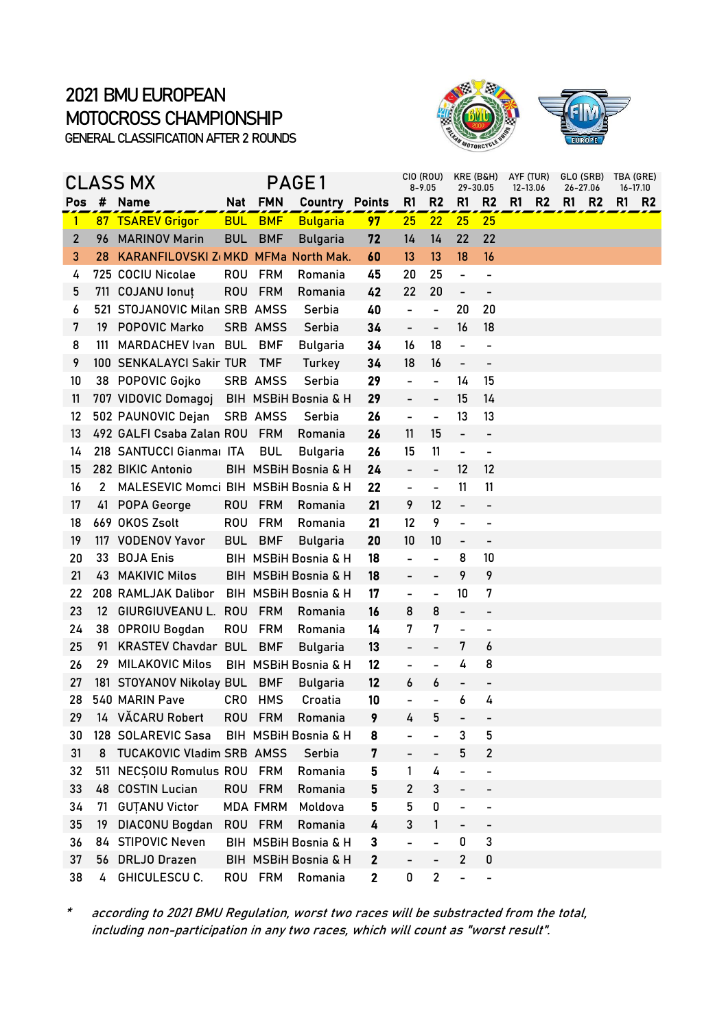# 2021 BMU EUROPEAN MOTOCROSS CHAMPIONSHIP

GENERAL CLASSIFICATION AFTER 2 ROUNDS

## CLASS MX — PAGE 1

| | | | | | | | CIO (ROU) 8-9.05 | | KRE (B&H) 29-30.05 | | AYF (TUR) 12-13.06 | | GLO (SRB) 26-27.06 | | TBA (GRE) 16-17.10 | |
|---|---|---|---|---|---|---|---|---|---|---|---|---|---|---|---|---|
| **Pos** | **#** | **Name** | **Nat** | **FMN** | **Country** | **Points** | **R1** | **R2** | **R1** | **R2** | **R1** | **R2** | **R1** | **R2** | **R1** | **R2** |
| 1 | 87 | TSAREV Grigor | BUL | BMF | Bulgaria | **97** | 25 | 22 | 25 | 25 | | | | | | |
| 2 | 96 | MARINOV Marin | BUL | BMF | Bulgaria | **72** | 14 | 14 | 22 | 22 | | | | | | |
| 3 | 28 | KARANFILOVSKI Z | MKD | MFMa | North Mak. | **60** | 13 | 13 | 18 | 16 | | | | | | |
| 4 | 725 | COCIU Nicolae | ROU | FRM | Romania | **45** | 20 | 25 | - | - | | | | | | |
| 5 | 711 | COJANU Ionuț | ROU | FRM | Romania | **42** | 22 | 20 | - | - | | | | | | |
| 6 | 521 | STOJANOVIC Milan | SRB | AMSS | Serbia | **40** | - | - | 20 | 20 | | | | | | |
| 7 | 19 | POPOVIC Marko | SRB | AMSS | Serbia | **34** | - | - | 16 | 18 | | | | | | |
| 8 | 111 | MARDACHEV Ivan | BUL | BMF | Bulgaria | **34** | 16 | 18 | - | - | | | | | | |
| 9 | 100 | SENKALAYCI Sakir | TUR | TMF | Turkey | **34** | 18 | 16 | - | - | | | | | | |
| 10 | 38 | POPOVIC Gojko | SRB | AMSS | Serbia | **29** | - | - | 14 | 15 | | | | | | |
| 11 | 707 | VIDOVIC Domagoj | BIH | MSBiH | Bosnia & H | **29** | - | - | 15 | 14 | | | | | | |
| 12 | 502 | PAUNOVIC Dejan | SRB | AMSS | Serbia | **26** | - | - | 13 | 13 | | | | | | |
| 13 | 492 | GALFI Csaba Zalan | ROU | FRM | Romania | **26** | 11 | 15 | - | - | | | | | | |
| 14 | 218 | SANTUCCI Gianmar | ITA | BUL | Bulgaria | **26** | 15 | 11 | - | - | | | | | | |
| 15 | 282 | BIKIC Antonio | BIH | MSBiH | Bosnia & H | **24** | - | - | 12 | 12 | | | | | | |
| 16 | 2 | MALESEVIC Momci | BIH | MSBiH | Bosnia & H | **22** | - | - | 11 | 11 | | | | | | |
| 17 | 41 | POPA George | ROU | FRM | Romania | **21** | 9 | 12 | - | - | | | | | | |
| 18 | 669 | OKOS Zsolt | ROU | FRM | Romania | **21** | 12 | 9 | - | - | | | | | | |
| 19 | 117 | VODENOV Yavor | BUL | BMF | Bulgaria | **20** | 10 | 10 | - | - | | | | | | |
| 20 | 33 | BOJA Enis | BIH | MSBiH | Bosnia & H | **18** | - | - | 8 | 10 | | | | | | |
| 21 | 43 | MAKIVIC Milos | BIH | MSBiH | Bosnia & H | **18** | - | - | 9 | 9 | | | | | | |
| 22 | 208 | RAMLJAK Dalibor | BIH | MSBiH | Bosnia & H | **17** | - | - | 10 | 7 | | | | | | |
| 23 | 12 | GIURGIUVEANU L. | ROU | FRM | Romania | **16** | 8 | 8 | - | - | | | | | | |
| 24 | 38 | OPROIU Bogdan | ROU | FRM | Romania | **14** | 7 | 7 | - | - | | | | | | |
| 25 | 91 | KRASTEV Chavdar | BUL | BMF | Bulgaria | **13** | - | - | 7 | 6 | | | | | | |
| 26 | 29 | MILAKOVIC Milos | BIH | MSBiH | Bosnia & H | **12** | - | - | 4 | 8 | | | | | | |
| 27 | 181 | STOYANOV Nikolay | BUL | BMF | Bulgaria | **12** | 6 | 6 | - | - | | | | | | |
| 28 | 540 | MARIN Pave | CRO | HMS | Croatia | **10** | - | - | 6 | 4 | | | | | | |
| 29 | 14 | VĂCARU Robert | ROU | FRM | Romania | **9** | 4 | 5 | - | - | | | | | | |
| 30 | 128 | SOLAREVIC Sasa | BIH | MSBiH | Bosnia & H | **8** | - | - | 3 | 5 | | | | | | |
| 31 | 8 | TUCAKOVIC Vladim | SRB | AMSS | Serbia | **7** | - | - | 5 | 2 | | | | | | |
| 32 | 511 | NECȘOIU Romulus | ROU | FRM | Romania | **5** | 1 | 4 | - | - | | | | | | |
| 33 | 48 | COSTIN Lucian | ROU | FRM | Romania | **5** | 2 | 3 | - | - | | | | | | |
| 34 | 71 | GUȚANU Victor | MDA | FMRM | Moldova | **5** | 5 | 0 | - | - | | | | | | |
| 35 | 19 | DIACONU Bogdan | ROU | FRM | Romania | **4** | 3 | 1 | - | - | | | | | | |
| 36 | 84 | STIPOVIC Neven | BIH | MSBiH | Bosnia & H | **3** | - | - | 0 | 3 | | | | | | |
| 37 | 56 | DRLJO Drazen | BIH | MSBiH | Bosnia & H | **2** | - | - | 2 | 0 | | | | | | |
| 38 | 4 | GHICULESCU C. | ROU | FRM | Romania | **2** | 0 | 2 | - | - | | | | | | |

\* *according to 2021 BMU Regulation, worst two races will be substracted from the total, including non-participation in any two races, which will count as "worst result".*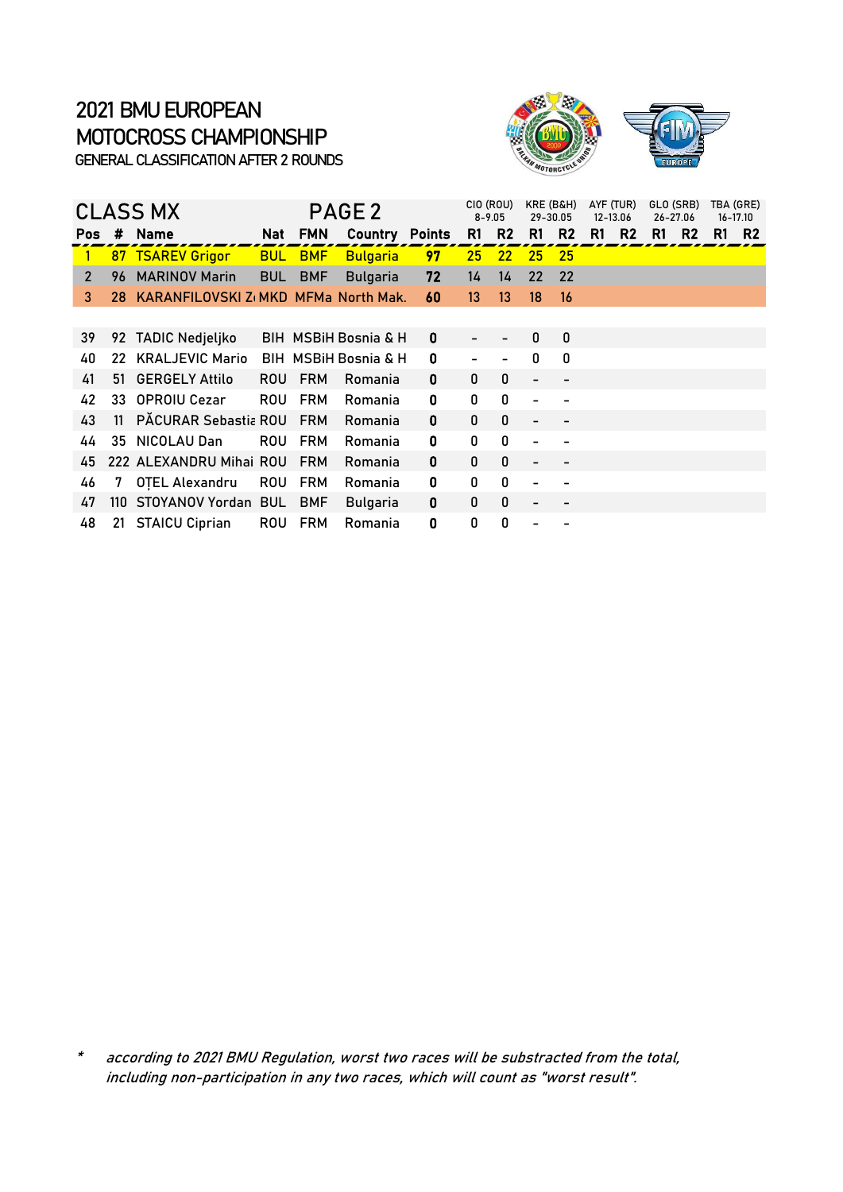# 2021 BMU EUROPEAN MOTOCROSS CHAMPIONSHIP

GENERAL CLASSIFICATION AFTER 2 ROUNDS

## CLASS MX — PAGE 2

| | | | | | | | CIO (ROU) 8-9.05 | | KRE (B&H) 29-30.05 | | AYF (TUR) 12-13.06 | | GLO (SRB) 26-27.06 | | TBA (GRE) 16-17.10 | |
|---|---|---|---|---|---|---|---|---|---|---|---|---|---|---|---|---|
| **Pos** | **#** | **Name** | **Nat** | **FMN** | **Country** | **Points** | **R1** | **R2** | **R1** | **R2** | **R1** | **R2** | **R1** | **R2** | **R1** | **R2** |
| 1 | 87 | TSAREV Grigor | BUL | BMF | Bulgaria | **97** | 25 | 22 | 25 | 25 | | | | | | |
| 2 | 96 | MARINOV Marin | BUL | BMF | Bulgaria | **72** | 14 | 14 | 22 | 22 | | | | | | |
| 3 | 28 | KARANFILOVSKI Z | MKD | MFMa | North Mak. | **60** | 13 | 13 | 18 | 16 | | | | | | |
| 39 | 92 | TADIC Nedjeljko | BIH | MSBiH | Bosnia & H | **0** | - | - | 0 | 0 | | | | | | |
| 40 | 22 | KRALJEVIC Mario | BIH | MSBiH | Bosnia & H | **0** | - | - | 0 | 0 | | | | | | |
| 41 | 51 | GERGELY Attilo | ROU | FRM | Romania | **0** | 0 | 0 | - | - | | | | | | |
| 42 | 33 | OPROIU Cezar | ROU | FRM | Romania | **0** | 0 | 0 | - | - | | | | | | |
| 43 | 11 | PĂCURAR Sebastia | ROU | FRM | Romania | **0** | 0 | 0 | - | - | | | | | | |
| 44 | 35 | NICOLAU Dan | ROU | FRM | Romania | **0** | 0 | 0 | - | - | | | | | | |
| 45 | 222 | ALEXANDRU Mihai | ROU | FRM | Romania | **0** | 0 | 0 | - | - | | | | | | |
| 46 | 7 | OȚEL Alexandru | ROU | FRM | Romania | **0** | 0 | 0 | - | - | | | | | | |
| 47 | 110 | STOYANOV Yordan | BUL | BMF | Bulgaria | **0** | 0 | 0 | - | - | | | | | | |
| 48 | 21 | STAICU Ciprian | ROU | FRM | Romania | **0** | 0 | 0 | - | - | | | | | | |

\* *according to 2021 BMU Regulation, worst two races will be substracted from the total, including non-participation in any two races, which will count as "worst result".*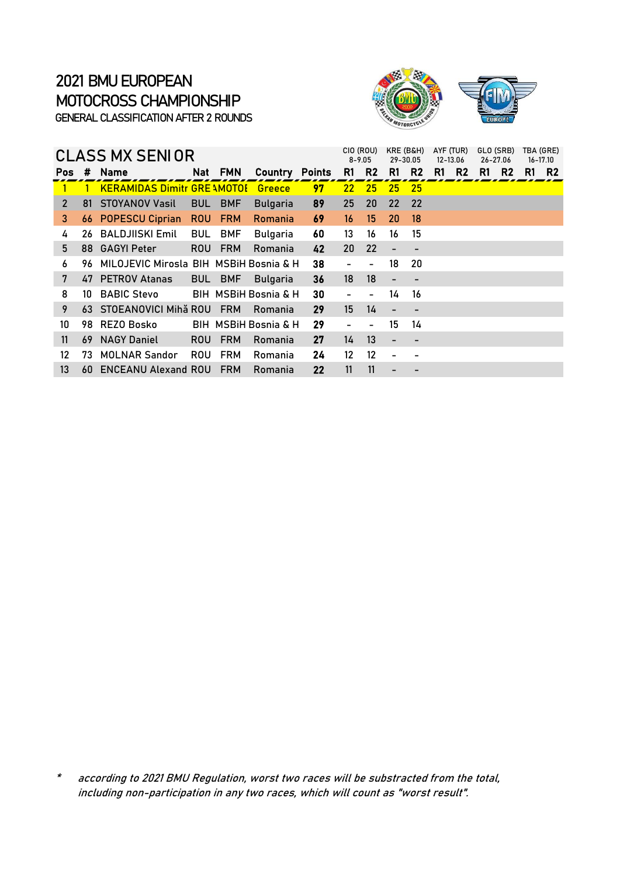# 2021 BMU EUROPEAN MOTOCROSS CHAMPIONSHIP

GENERAL CLASSIFICATION AFTER 2 ROUNDS

## CLASS MX SENIOR

| Pos | # | Name | Nat | FMN | Country | Points | CIO (ROU) 8-9.05 | | KRE (B&H) 29-30.05 | | AYF (TUR) 12-13.06 | | GLO (SRB) 26-27.06 | | TBA (GRE) 16-17.10 | |
|---|---|---|---|---|---|---|---|---|---|---|---|---|---|---|---|---|
| | | | | | | | R1 | R2 | R1 | R2 | R1 | R2 | R1 | R2 | R1 | R2 |
| 1 | 1 | KERAMIDAS Dimitr | GRE | AMOTOE | Greece | 97 | 22 | 25 | 25 | 25 | | | | | | |
| 2 | 81 | STOYANOV Vasil | BUL | BMF | Bulgaria | 89 | 25 | 20 | 22 | 22 | | | | | | |
| 3 | 66 | POPESCU Ciprian | ROU | FRM | Romania | 69 | 16 | 15 | 20 | 18 | | | | | | |
| 4 | 26 | BALDJIISKI Emil | BUL | BMF | Bulgaria | 60 | 13 | 16 | 16 | 15 | | | | | | |
| 5 | 88 | GAGYI Peter | ROU | FRM | Romania | 42 | 20 | 22 | - | - | | | | | | |
| 6 | 96 | MILOJEVIC Mirosla | BIH | MSBiH | Bosnia & H | 38 | - | - | 18 | 20 | | | | | | |
| 7 | 47 | PETROV Atanas | BUL | BMF | Bulgaria | 36 | 18 | 18 | - | - | | | | | | |
| 8 | 10 | BABIC Stevo | BIH | MSBiH | Bosnia & H | 30 | - | - | 14 | 16 | | | | | | |
| 9 | 63 | STOEANOVICI Mihă | ROU | FRM | Romania | 29 | 15 | 14 | - | - | | | | | | |
| 10 | 98 | REZO Bosko | BIH | MSBiH | Bosnia & H | 29 | - | - | 15 | 14 | | | | | | |
| 11 | 69 | NAGY Daniel | ROU | FRM | Romania | 27 | 14 | 13 | - | - | | | | | | |
| 12 | 73 | MOLNAR Sandor | ROU | FRM | Romania | 24 | 12 | 12 | - | - | | | | | | |
| 13 | 60 | ENCEANU Alexand | ROU | FRM | Romania | 22 | 11 | 11 | - | - | | | | | | |

\* *according to 2021 BMU Regulation, worst two races will be substracted from the total, including non-participation in any two races, which will count as "worst result".*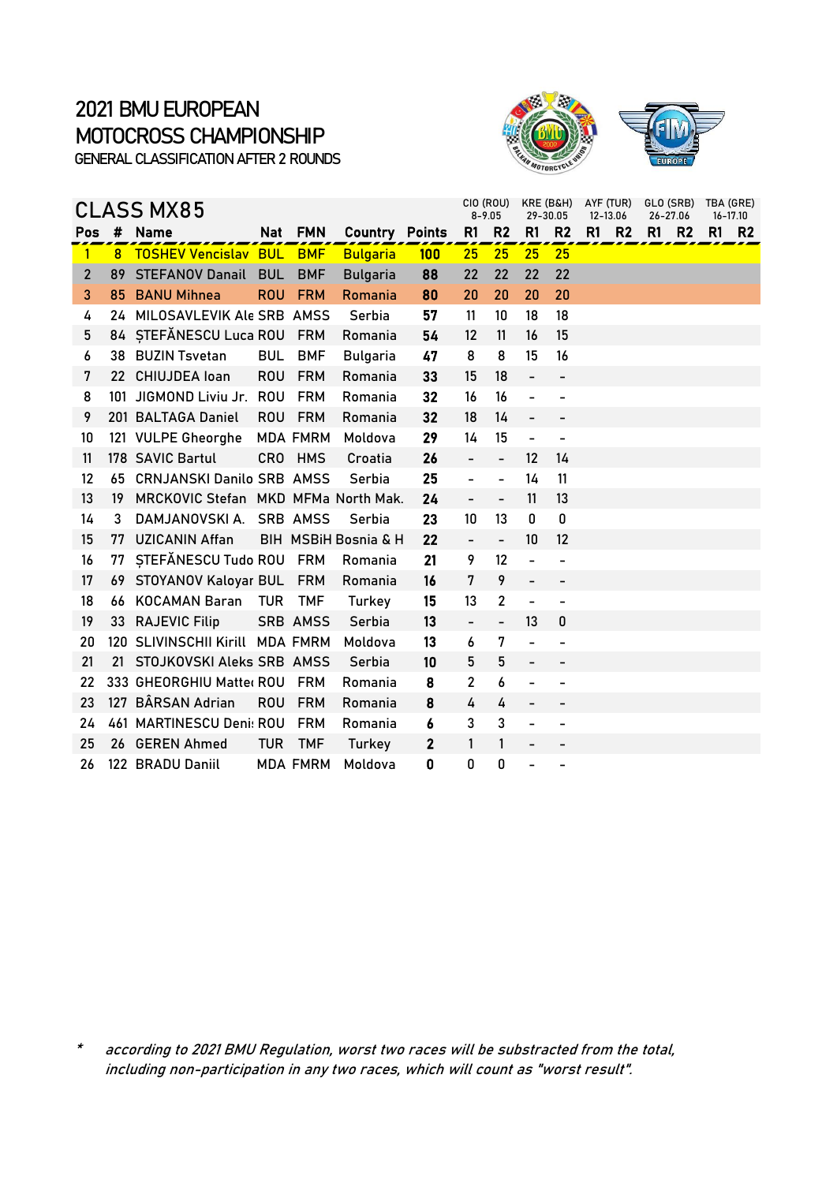# 2021 BMU EUROPEAN MOTOCROSS CHAMPIONSHIP

GENERAL CLASSIFICATION AFTER 2 ROUNDS

## CLASS MX85

| Pos | # | Name | Nat | FMN | Country | Points | CIO (ROU) 8-9.05 | | KRE (B&H) 29-30.05 | | AYF (TUR) 12-13.06 | | GLO (SRB) 26-27.06 | | TBA (GRE) 16-17.10 | |
|---|---|---|---|---|---|---|---|---|---|---|---|---|---|---|---|---|
| | | | | | | | R1 | R2 | R1 | R2 | R1 | R2 | R1 | R2 | R1 | R2 |
| 1 | 8 | TOSHEV Vencislav | BUL | BMF | Bulgaria | 100 | 25 | 25 | 25 | 25 | | | | | | |
| 2 | 89 | STEFANOV Danail | BUL | BMF | Bulgaria | 88 | 22 | 22 | 22 | 22 | | | | | | |
| 3 | 85 | BANU Mihnea | ROU | FRM | Romania | 80 | 20 | 20 | 20 | 20 | | | | | | |
| 4 | 24 | MILOSAVLEVIK Ale | SRB | AMSS | Serbia | 57 | 11 | 10 | 18 | 18 | | | | | | |
| 5 | 84 | ȘTEFĂNESCU Luca | ROU | FRM | Romania | 54 | 12 | 11 | 16 | 15 | | | | | | |
| 6 | 38 | BUZIN Tsvetan | BUL | BMF | Bulgaria | 47 | 8 | 8 | 15 | 16 | | | | | | |
| 7 | 22 | CHIUJDEA Ioan | ROU | FRM | Romania | 33 | 15 | 18 | - | - | | | | | | |
| 8 | 101 | JIGMOND Liviu Jr. | ROU | FRM | Romania | 32 | 16 | 16 | - | - | | | | | | |
| 9 | 201 | BALTAGA Daniel | ROU | FRM | Romania | 32 | 18 | 14 | - | - | | | | | | |
| 10 | 121 | VULPE Gheorghe | MDA | FMRM | Moldova | 29 | 14 | 15 | - | - | | | | | | |
| 11 | 178 | SAVIC Bartul | CRO | HMS | Croatia | 26 | - | - | 12 | 14 | | | | | | |
| 12 | 65 | CRNJANSKI Danilo | SRB | AMSS | Serbia | 25 | - | - | 14 | 11 | | | | | | |
| 13 | 19 | MRCKOVIC Stefan | MKD | MFMa | North Mak. | 24 | - | - | 11 | 13 | | | | | | |
| 14 | 3 | DAMJANOVSKI A. | SRB | AMSS | Serbia | 23 | 10 | 13 | 0 | 0 | | | | | | |
| 15 | 77 | UZICANIN Affan | BIH | MSBiH | Bosnia & H | 22 | - | - | 10 | 12 | | | | | | |
| 16 | 77 | ȘTEFĂNESCU Tudo | ROU | FRM | Romania | 21 | 9 | 12 | - | - | | | | | | |
| 17 | 69 | STOYANOV Kaloyar | BUL | FRM | Romania | 16 | 7 | 9 | - | - | | | | | | |
| 18 | 66 | KOCAMAN Baran | TUR | TMF | Turkey | 15 | 13 | 2 | - | - | | | | | | |
| 19 | 33 | RAJEVIC Filip | SRB | AMSS | Serbia | 13 | - | - | 13 | 0 | | | | | | |
| 20 | 120 | SLIVINSCHII Kirill | MDA | FMRM | Moldova | 13 | 6 | 7 | - | - | | | | | | |
| 21 | 21 | STOJKOVSKI Aleks | SRB | AMSS | Serbia | 10 | 5 | 5 | - | - | | | | | | |
| 22 | 333 | GHEORGHIU Matte | ROU | FRM | Romania | 8 | 2 | 6 | - | - | | | | | | |
| 23 | 127 | BÂRSAN Adrian | ROU | FRM | Romania | 8 | 4 | 4 | - | - | | | | | | |
| 24 | 461 | MARTINESCU Deni | ROU | FRM | Romania | 6 | 3 | 3 | - | - | | | | | | |
| 25 | 26 | GEREN Ahmed | TUR | TMF | Turkey | 2 | 1 | 1 | - | - | | | | | | |
| 26 | 122 | BRADU Daniil | MDA | FMRM | Moldova | 0 | 0 | 0 | - | - | | | | | | |

\* *according to 2021 BMU Regulation, worst two races will be substracted from the total, including non-participation in any two races, which will count as "worst result".*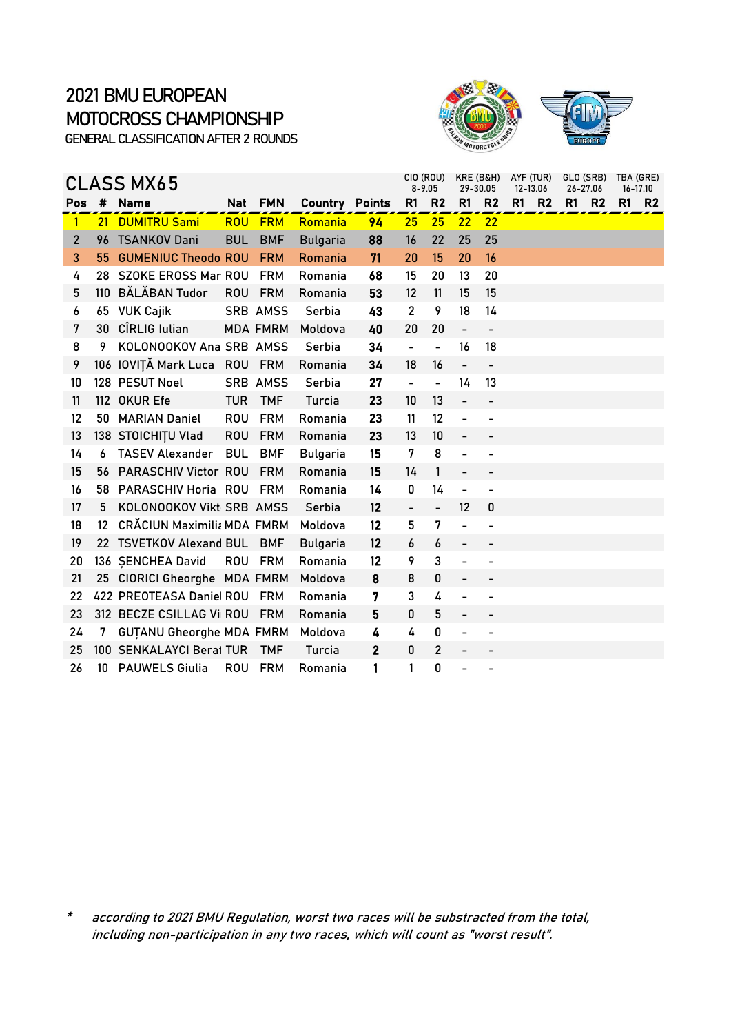# 2021 BMU EUROPEAN MOTOCROSS CHAMPIONSHIP

GENERAL CLASSIFICATION AFTER 2 ROUNDS

## CLASS MX65

| | | | | | | | CIO (ROU) 8-9.05 | | KRE (B&H) 29-30.05 | | AYF (TUR) 12-13.06 | | GLO (SRB) 26-27.06 | | TBA (GRE) 16-17.10 | |
|---|---|---|---|---|---|---|---|---|---|---|---|---|---|---|---|---|
| Pos | # | Name | Nat | FMN | Country | Points | R1 | R2 | R1 | R2 | R1 | R2 | R1 | R2 | R1 | R2 |
| 1 | 21 | DUMITRU Sami | ROU | FRM | Romania | 94 | 25 | 25 | 22 | 22 | | | | | | |
| 2 | 96 | TSANKOV Dani | BUL | BMF | Bulgaria | 88 | 16 | 22 | 25 | 25 | | | | | | |
| 3 | 55 | GUMENIUC Theodo | ROU | FRM | Romania | 71 | 20 | 15 | 20 | 16 | | | | | | |
| 4 | 28 | SZOKE EROSS Mar | ROU | FRM | Romania | 68 | 15 | 20 | 13 | 20 | | | | | | |
| 5 | 110 | BĂLĂBAN Tudor | ROU | FRM | Romania | 53 | 12 | 11 | 15 | 15 | | | | | | |
| 6 | 65 | VUK Cajik | SRB | AMSS | Serbia | 43 | 2 | 9 | 18 | 14 | | | | | | |
| 7 | 30 | CÎRLIG Iulian | MDA | FMRM | Moldova | 40 | 20 | 20 | - | - | | | | | | |
| 8 | 9 | KOLONOOKOV Ana | SRB | AMSS | Serbia | 34 | - | - | 16 | 18 | | | | | | |
| 9 | 106 | IOVIȚĂ Mark Luca | ROU | FRM | Romania | 34 | 18 | 16 | - | - | | | | | | |
| 10 | 128 | PESUT Noel | SRB | AMSS | Serbia | 27 | - | - | 14 | 13 | | | | | | |
| 11 | 112 | OKUR Efe | TUR | TMF | Turcia | 23 | 10 | 13 | - | - | | | | | | |
| 12 | 50 | MARIAN Daniel | ROU | FRM | Romania | 23 | 11 | 12 | - | - | | | | | | |
| 13 | 138 | STOICHIȚU Vlad | ROU | FRM | Romania | 23 | 13 | 10 | - | - | | | | | | |
| 14 | 6 | TASEV Alexander | BUL | BMF | Bulgaria | 15 | 7 | 8 | - | - | | | | | | |
| 15 | 56 | PARASCHIV Victor | ROU | FRM | Romania | 15 | 14 | 1 | - | - | | | | | | |
| 16 | 58 | PARASCHIV Horia | ROU | FRM | Romania | 14 | 0 | 14 | - | - | | | | | | |
| 17 | 5 | KOLONOOKOV Vikt | SRB | AMSS | Serbia | 12 | - | - | 12 | 0 | | | | | | |
| 18 | 12 | CRĂCIUN Maximilia | MDA | FMRM | Moldova | 12 | 5 | 7 | - | - | | | | | | |
| 19 | 22 | TSVETKOV Alexand | BUL | BMF | Bulgaria | 12 | 6 | 6 | - | - | | | | | | |
| 20 | 136 | ȘENCHEA David | ROU | FRM | Romania | 12 | 9 | 3 | - | - | | | | | | |
| 21 | 25 | CIORICI Gheorghe | MDA | FMRM | Moldova | 8 | 8 | 0 | - | - | | | | | | |
| 22 | 422 | PREOTEASA Daniel | ROU | FRM | Romania | 7 | 3 | 4 | - | - | | | | | | |
| 23 | 312 | BECZE CSILLAG Vi | ROU | FRM | Romania | 5 | 0 | 5 | - | - | | | | | | |
| 24 | 7 | GUȚANU Gheorghe | MDA | FMRM | Moldova | 4 | 4 | 0 | - | - | | | | | | |
| 25 | 100 | SENKALAYCI Berat | TUR | TMF | Turcia | 2 | 0 | 2 | - | - | | | | | | |
| 26 | 10 | PAUWELS Giulia | ROU | FRM | Romania | 1 | 1 | 0 | - | - | | | | | | |

\* *according to 2021 BMU Regulation, worst two races will be substracted from the total, including non-participation in any two races, which will count as "worst result".*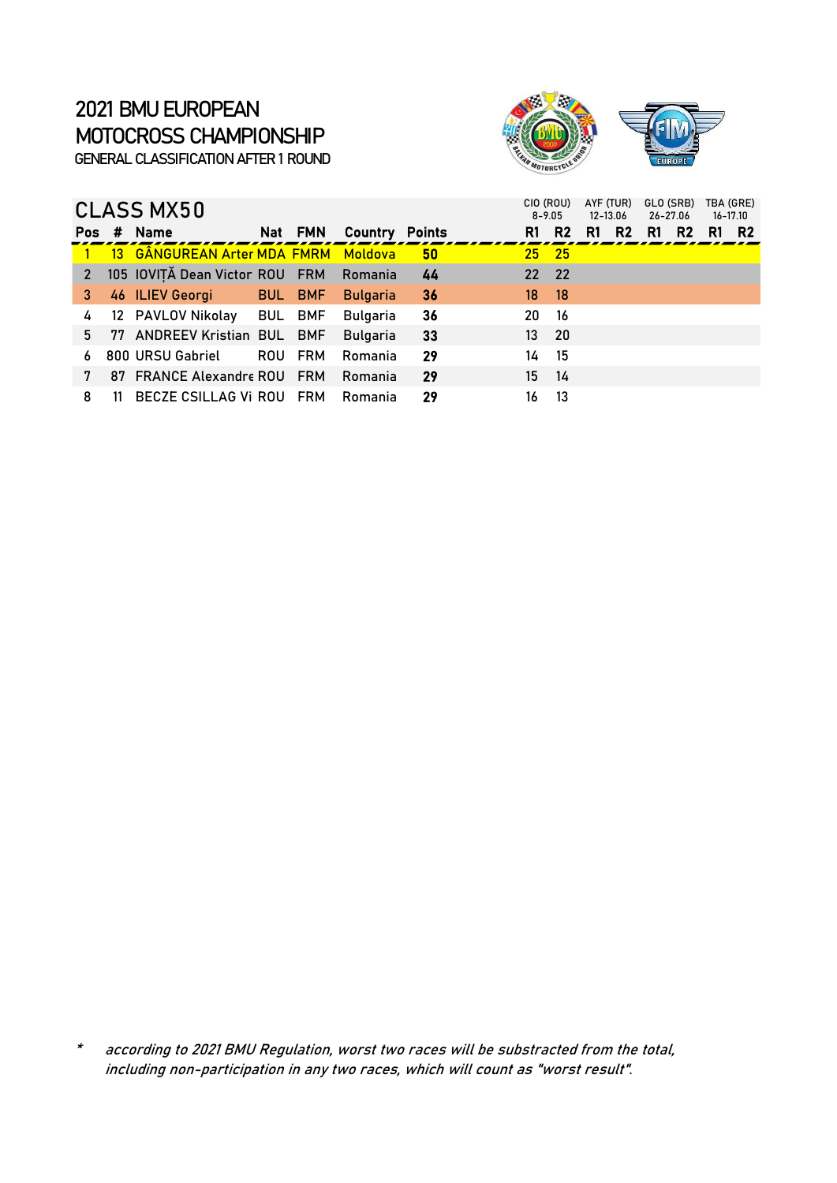# 2021 BMU EUROPEAN MOTOCROSS CHAMPIONSHIP

GENERAL CLASSIFICATION AFTER 1 ROUND

## CLASS MX50

| | | | | | | | CIO (ROU) 8-9.05 | | AYF (TUR) 12-13.06 | | GLO (SRB) 26-27.06 | | TBA (GRE) 16-17.10 | |
|---|---|---|---|---|---|---|---|---|---|---|---|---|---|---|
| **Pos** | **#** | **Name** | **Nat** | **FMN** | **Country** | **Points** | **R1** | **R2** | **R1** | **R2** | **R1** | **R2** | **R1** | **R2** |
| 1 | 13 | GÂNGUREAN Arter | MDA | FMRM | Moldova | **50** | 25 | 25 | | | | | | |
| 2 | 105 | IOVIȚĂ Dean Victor | ROU | FRM | Romania | **44** | 22 | 22 | | | | | | |
| 3 | 46 | ILIEV Georgi | BUL | BMF | Bulgaria | **36** | 18 | 18 | | | | | | |
| 4 | 12 | PAVLOV Nikolay | BUL | BMF | Bulgaria | **36** | 20 | 16 | | | | | | |
| 5 | 77 | ANDREEV Kristian | BUL | BMF | Bulgaria | **33** | 13 | 20 | | | | | | |
| 6 | 800 | URSU Gabriel | ROU | FRM | Romania | **29** | 14 | 15 | | | | | | |
| 7 | 87 | FRANCE Alexandre | ROU | FRM | Romania | **29** | 15 | 14 | | | | | | |
| 8 | 11 | BECZE CSILLAG Vi | ROU | FRM | Romania | **29** | 16 | 13 | | | | | | |

\* *according to 2021 BMU Regulation, worst two races will be substracted from the total, including non-participation in any two races, which will count as "worst result".*